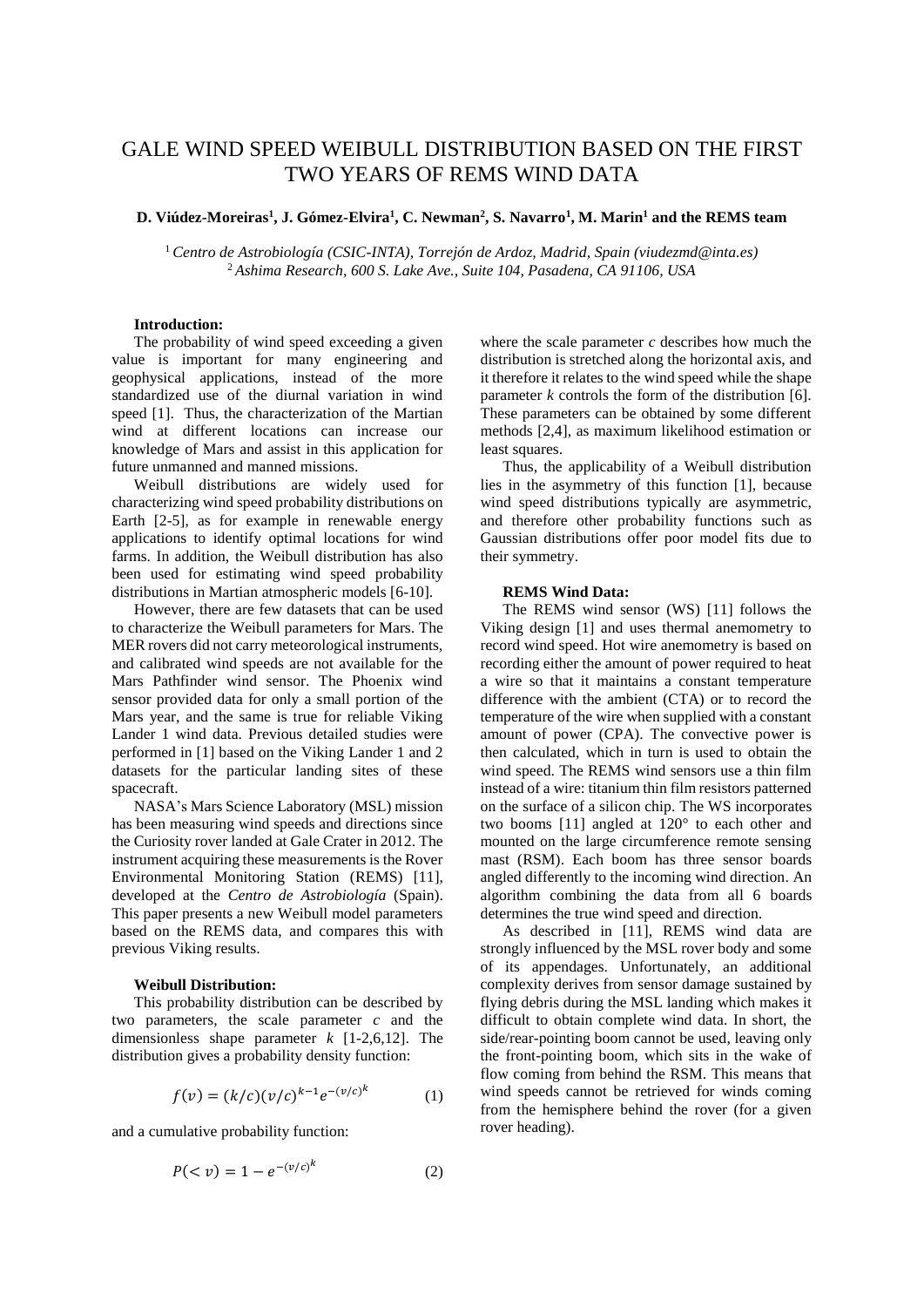# GALE WIND SPEED WEIBULL DISTRIBUTION BASED ON THE FIRST TWO YEARS OF REMS WIND DATA

**D. Viúdez-Moreiras[1], J. Gómez-Elvira[1], C. Newman[2], S. Navarro[1], M. Marin[1] and the REMS team**

[1] *Centro de Astrobiología (CSIC-INTA), Torrejón de Ardoz, Madrid, Spain (viudezmd@inta.es)*
[2] *Ashima Research, 600 S. Lake Ave., Suite 104, Pasadena, CA 91106, USA*

**Introduction:**

The probability of wind speed exceeding a given value is important for many engineering and geophysical applications, instead of the more standardized use of the diurnal variation in wind speed [1]. Thus, the characterization of the Martian wind at different locations can increase our knowledge of Mars and assist in this application for future unmanned and manned missions.

Weibull distributions are widely used for characterizing wind speed probability distributions on Earth [2-5], as for example in renewable energy applications to identify optimal locations for wind farms. In addition, the Weibull distribution has also been used for estimating wind speed probability distributions in Martian atmospheric models [6-10].

However, there are few datasets that can be used to characterize the Weibull parameters for Mars. The MER rovers did not carry meteorological instruments, and calibrated wind speeds are not available for the Mars Pathfinder wind sensor. The Phoenix wind sensor provided data for only a small portion of the Mars year, and the same is true for reliable Viking Lander 1 wind data. Previous detailed studies were performed in [1] based on the Viking Lander 1 and 2 datasets for the particular landing sites of these spacecraft.

NASA's Mars Science Laboratory (MSL) mission has been measuring wind speeds and directions since the Curiosity rover landed at Gale Crater in 2012. The instrument acquiring these measurements is the Rover Environmental Monitoring Station (REMS) [11], developed at the *Centro de Astrobiología* (Spain). This paper presents a new Weibull model parameters based on the REMS data, and compares this with previous Viking results.

**Weibull Distribution:**

This probability distribution can be described by two parameters, the scale parameter $c$ and the dimensionless shape parameter $k$ [1-2,6,12]. The distribution gives a probability density function:

$$f(v) = (k/c)(v/c)^{k-1}e^{-(v/c)^k} \tag{1}$$

and a cumulative probability function:

$$P(<v) = 1 - e^{-(v/c)^k} \tag{2}$$

where the scale parameter $c$ describes how much the distribution is stretched along the horizontal axis, and it therefore it relates to the wind speed while the shape parameter $k$ controls the form of the distribution [6]. These parameters can be obtained by some different methods [2,4], as maximum likelihood estimation or least squares.

Thus, the applicability of a Weibull distribution lies in the asymmetry of this function [1], because wind speed distributions typically are asymmetric, and therefore other probability functions such as Gaussian distributions offer poor model fits due to their symmetry.

**REMS Wind Data:**

The REMS wind sensor (WS) [11] follows the Viking design [1] and uses thermal anemometry to record wind speed. Hot wire anemometry is based on recording either the amount of power required to heat a wire so that it maintains a constant temperature difference with the ambient (CTA) or to record the temperature of the wire when supplied with a constant amount of power (CPA). The convective power is then calculated, which in turn is used to obtain the wind speed. The REMS wind sensors use a thin film instead of a wire: titanium thin film resistors patterned on the surface of a silicon chip. The WS incorporates two booms [11] angled at 120° to each other and mounted on the large circumference remote sensing mast (RSM). Each boom has three sensor boards angled differently to the incoming wind direction. An algorithm combining the data from all 6 boards determines the true wind speed and direction.

As described in [11], REMS wind data are strongly influenced by the MSL rover body and some of its appendages. Unfortunately, an additional complexity derives from sensor damage sustained by flying debris during the MSL landing which makes it difficult to obtain complete wind data. In short, the side/rear-pointing boom cannot be used, leaving only the front-pointing boom, which sits in the wake of flow coming from behind the RSM. This means that wind speeds cannot be retrieved for winds coming from the hemisphere behind the rover (for a given rover heading).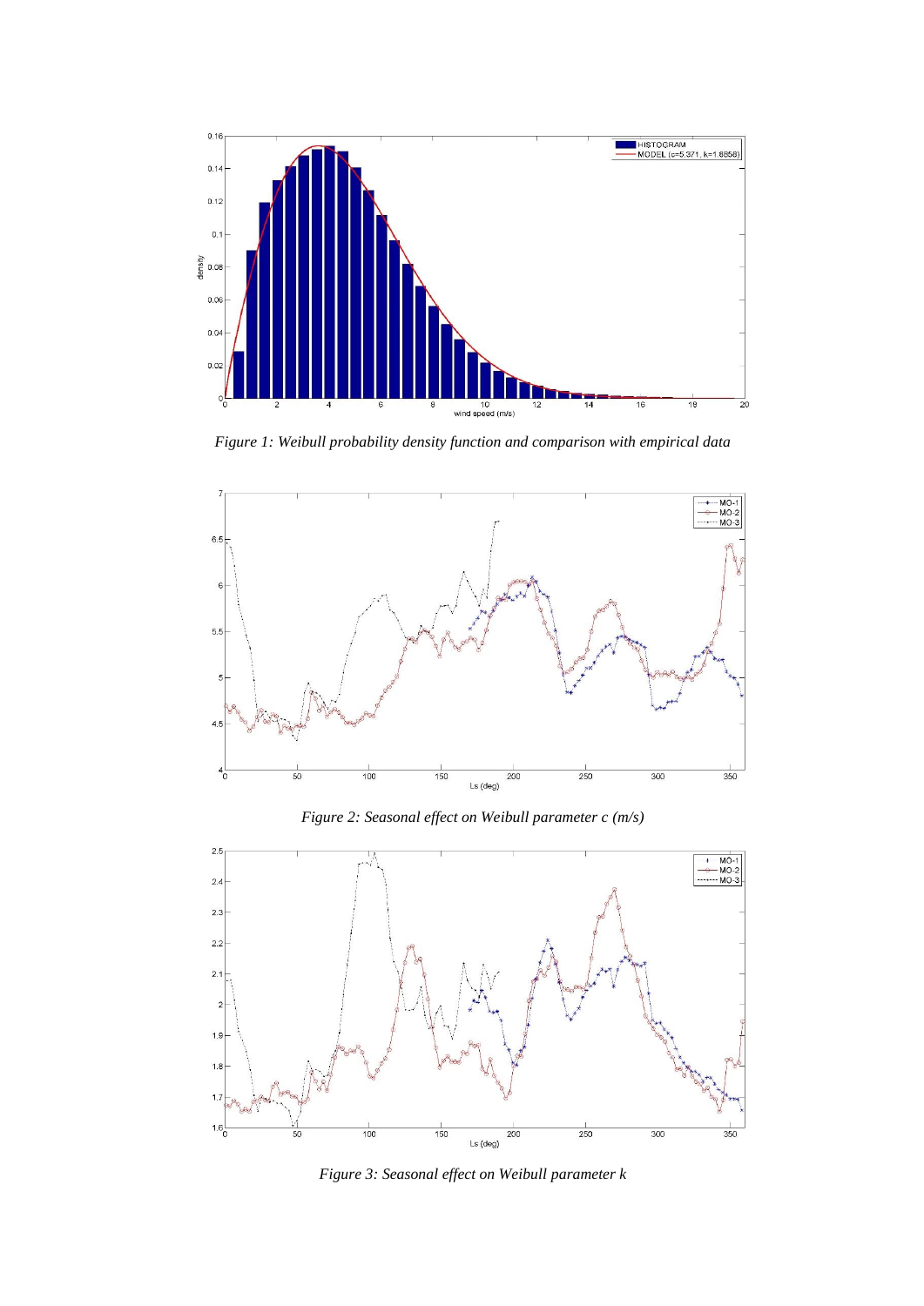*Figure 1: Weibull probability density function and comparison with empirical data*

*Figure 2: Seasonal effect on Weibull parameter c (m/s)*

*Figure 3: Seasonal effect on Weibull parameter k*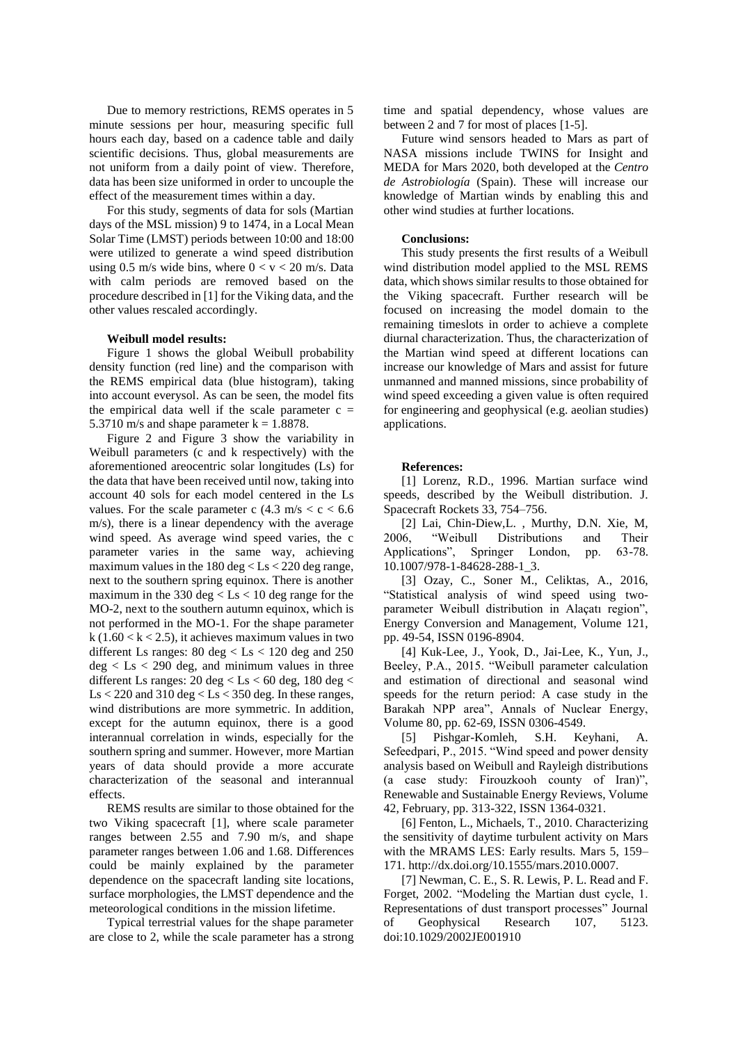Due to memory restrictions, REMS operates in 5 minute sessions per hour, measuring specific full hours each day, based on a cadence table and daily scientific decisions. Thus, global measurements are not uniform from a daily point of view. Therefore, data has been size uniformed in order to uncouple the effect of the measurement times within a day.

For this study, segments of data for sols (Martian days of the MSL mission) 9 to 1474, in a Local Mean Solar Time (LMST) periods between 10:00 and 18:00 were utilized to generate a wind speed distribution using 0.5 m/s wide bins, where $0 < v < 20$ m/s. Data with calm periods are removed based on the procedure described in [1] for the Viking data, and the other values rescaled accordingly.

**Weibull model results:**

Figure 1 shows the global Weibull probability density function (red line) and the comparison with the REMS empirical data (blue histogram), taking into account everysol. As can be seen, the model fits the empirical data well if the scale parameter $c =$ 5.3710 m/s and shape parameter $k = 1.8878$.

Figure 2 and Figure 3 show the variability in Weibull parameters (c and k respectively) with the aforementioned areocentric solar longitudes (Ls) for the data that have been received until now, taking into account 40 sols for each model centered in the Ls values. For the scale parameter c (4.3 m/s $< c <$ 6.6 m/s), there is a linear dependency with the average wind speed. As average wind speed varies, the c parameter varies in the same way, achieving maximum values in the 180 deg $<$ Ls $<$ 220 deg range, next to the southern spring equinox. There is another maximum in the 330 deg $<$ Ls $<$ 10 deg range for the MO-2, next to the southern autumn equinox, which is not performed in the MO-1. For the shape parameter k ($1.60 < k < 2.5$), it achieves maximum values in two different Ls ranges: 80 deg $<$ Ls $<$ 120 deg and 250 deg $<$ Ls $<$ 290 deg, and minimum values in three different Ls ranges: 20 deg $<$ Ls $<$ 60 deg, 180 deg $<$ Ls $<$ 220 and 310 deg $<$ Ls $<$ 350 deg. In these ranges, wind distributions are more symmetric. In addition, except for the autumn equinox, there is a good interannual correlation in winds, especially for the southern spring and summer. However, more Martian years of data should provide a more accurate characterization of the seasonal and interannual effects.

REMS results are similar to those obtained for the two Viking spacecraft [1], where scale parameter ranges between 2.55 and 7.90 m/s, and shape parameter ranges between 1.06 and 1.68. Differences could be mainly explained by the parameter dependence on the spacecraft landing site locations, surface morphologies, the LMST dependence and the meteorological conditions in the mission lifetime.

Typical terrestrial values for the shape parameter are close to 2, while the scale parameter has a strong time and spatial dependency, whose values are between 2 and 7 for most of places [1-5].

Future wind sensors headed to Mars as part of NASA missions include TWINS for Insight and MEDA for Mars 2020, both developed at the *Centro de Astrobiología* (Spain). These will increase our knowledge of Martian winds by enabling this and other wind studies at further locations.

**Conclusions:**

This study presents the first results of a Weibull wind distribution model applied to the MSL REMS data, which shows similar results to those obtained for the Viking spacecraft. Further research will be focused on increasing the model domain to the remaining timeslots in order to achieve a complete diurnal characterization. Thus, the characterization of the Martian wind speed at different locations can increase our knowledge of Mars and assist for future unmanned and manned missions, since probability of wind speed exceeding a given value is often required for engineering and geophysical (e.g. aeolian studies) applications.

**References:**

[1] Lorenz, R.D., 1996. Martian surface wind speeds, described by the Weibull distribution. J. Spacecraft Rockets 33, 754–756.

[2] Lai, Chin-Diew,L. , Murthy, D.N. Xie, M, 2006, "Weibull Distributions and Their Applications", Springer London, pp. 63-78. 10.1007/978-1-84628-288-1_3.

[3] Ozay, C., Soner M., Celiktas, A., 2016, "Statistical analysis of wind speed using two-parameter Weibull distribution in Alaçatı region", Energy Conversion and Management, Volume 121, pp. 49-54, ISSN 0196-8904.

[4] Kuk-Lee, J., Yook, D., Jai-Lee, K., Yun, J., Beeley, P.A., 2015. "Weibull parameter calculation and estimation of directional and seasonal wind speeds for the return period: A case study in the Barakah NPP area", Annals of Nuclear Energy, Volume 80, pp. 62-69, ISSN 0306-4549.

[5] Pishgar-Komleh, S.H. Keyhani, A. Sefeedpari, P., 2015. "Wind speed and power density analysis based on Weibull and Rayleigh distributions (a case study: Firouzkooh county of Iran)", Renewable and Sustainable Energy Reviews, Volume 42, February, pp. 313-322, ISSN 1364-0321.

[6] Fenton, L., Michaels, T., 2010. Characterizing the sensitivity of daytime turbulent activity on Mars with the MRAMS LES: Early results. Mars 5, 159–171. http://dx.doi.org/10.1555/mars.2010.0007.

[7] Newman, C. E., S. R. Lewis, P. L. Read and F. Forget, 2002. "Modeling the Martian dust cycle, 1. Representations of dust transport processes" Journal of Geophysical Research 107, 5123. doi:10.1029/2002JE001910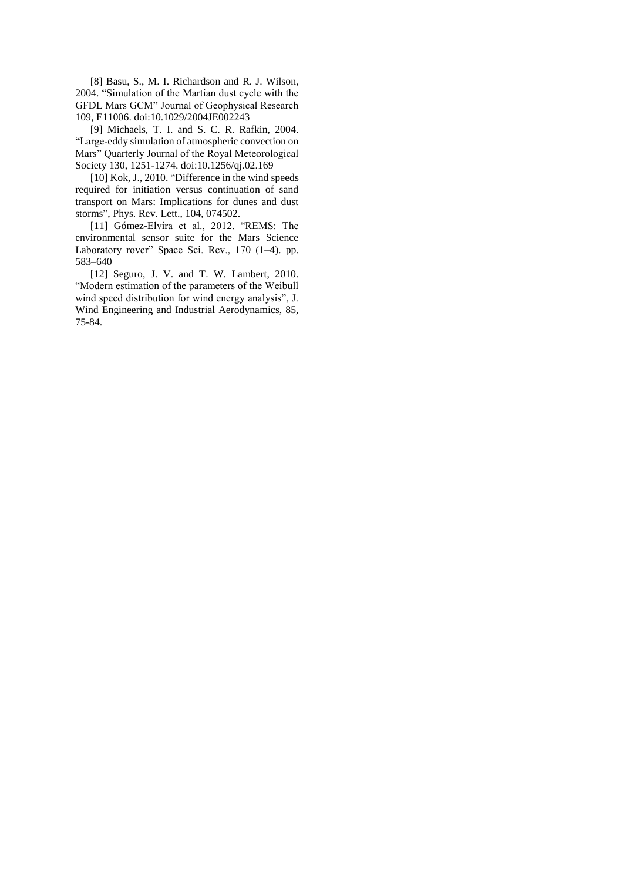[8] Basu, S., M. I. Richardson and R. J. Wilson, 2004. "Simulation of the Martian dust cycle with the GFDL Mars GCM" Journal of Geophysical Research 109, E11006. doi:10.1029/2004JE002243

[9] Michaels, T. I. and S. C. R. Rafkin, 2004. "Large-eddy simulation of atmospheric convection on Mars" Quarterly Journal of the Royal Meteorological Society 130, 1251-1274. doi:10.1256/qj.02.169

[10] Kok, J., 2010. "Difference in the wind speeds required for initiation versus continuation of sand transport on Mars: Implications for dunes and dust storms", Phys. Rev. Lett., 104, 074502.

[11] Gómez-Elvira et al., 2012. "REMS: The environmental sensor suite for the Mars Science Laboratory rover" Space Sci. Rev., 170 (1–4). pp. 583–640

[12] Seguro, J. V. and T. W. Lambert, 2010. "Modern estimation of the parameters of the Weibull wind speed distribution for wind energy analysis", J. Wind Engineering and Industrial Aerodynamics, 85, 75-84.